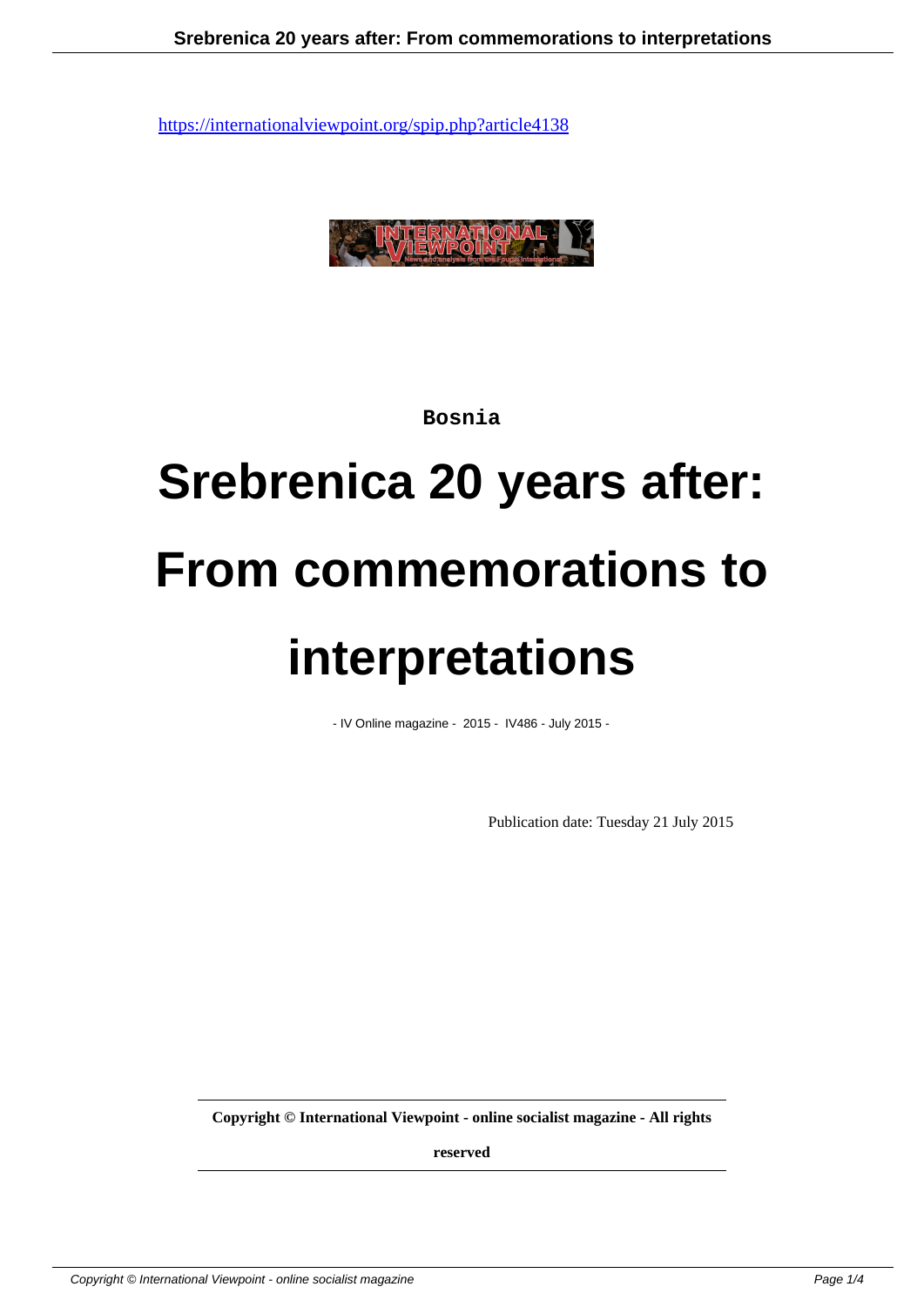https://internationalviewpoint.org/spip.php?article4138

Bosnia

# Srebrenica 20 years after: From commemorations to interpretations

- IV Online magazine - 2015 - IV486 - July 2015 -

Publication date: Tuesday 21 July 2015

**Copyright © International Viewpoint - online socialist magazine - All rights reserved**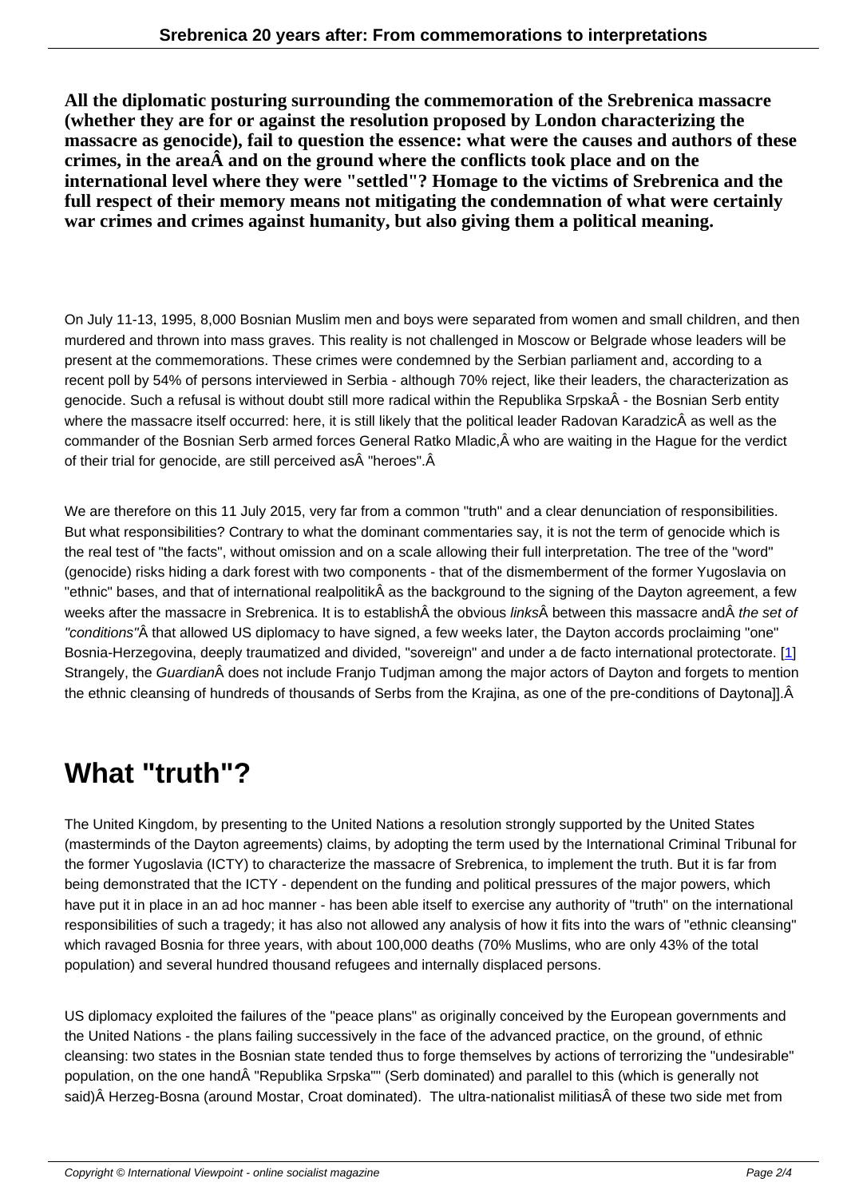**All the diplomatic posturing surrounding the commemoration of the Srebrenica massacre (whether they are for or against the resolution proposed by London characterizing the massacre as genocide), fail to question the essence: what were the causes and authors of these crimes, in the areaÂ and on the ground where the conflicts took place and on the international level where they were "settled"? Homage to the victims of Srebrenica and the full respect of their memory means not mitigating the condemnation of what were certainly war crimes and crimes against humanity, but also giving them a political meaning.**

On July 11-13, 1995, 8,000 Bosnian Muslim men and boys were separated from women and small children, and then murdered and thrown into mass graves. This reality is not challenged in Moscow or Belgrade whose leaders will be present at the commemorations. These crimes were condemned by the Serbian parliament and, according to a recent poll by 54% of persons interviewed in Serbia - although 70% reject, like their leaders, the characterization as genocide. Such a refusal is without doubt still more radical within the Republika SrpskaÂ - the Bosnian Serb entity where the massacre itself occurred: here, it is still likely that the political leader Radovan KaradzicÂ as well as the commander of the Bosnian Serb armed forces General Ratko Mladic,Â who are waiting in the Hague for the verdict of their trial for genocide, are still perceived asÂ "heroes".Â

We are therefore on this 11 July 2015, very far from a common "truth" and a clear denunciation of responsibilities. But what responsibilities? Contrary to what the dominant commentaries say, it is not the term of genocide which is the real test of "the facts", without omission and on a scale allowing their full interpretation. The tree of the "word" (genocide) risks hiding a dark forest with two components - that of the dismemberment of the former Yugoslavia on "ethnic" bases, and that of international realpolitikÂ as the background to the signing of the Dayton agreement, a few weeks after the massacre in Srebrenica. It is to establishÂ the obvious *links*Â between this massacre andÂ *the set of "conditions"*Â that allowed US diplomacy to have signed, a few weeks later, the Dayton accords proclaiming "one" Bosnia-Herzegovina, deeply traumatized and divided, "sovereign" and under a de facto international protectorate. [1] Strangely, the *Guardian*Â does not include Franjo Tudjman among the major actors of Dayton and forgets to mention the ethnic cleansing of hundreds of thousands of Serbs from the Krajina, as one of the pre-conditions of Daytona]].Â

## What "truth"?

The United Kingdom, by presenting to the United Nations a resolution strongly supported by the United States (masterminds of the Dayton agreements) claims, by adopting the term used by the International Criminal Tribunal for the former Yugoslavia (ICTY) to characterize the massacre of Srebrenica, to implement the truth. But it is far from being demonstrated that the ICTY - dependent on the funding and political pressures of the major powers, which have put it in place in an ad hoc manner - has been able itself to exercise any authority of "truth" on the international responsibilities of such a tragedy; it has also not allowed any analysis of how it fits into the wars of "ethnic cleansing" which ravaged Bosnia for three years, with about 100,000 deaths (70% Muslims, who are only 43% of the total population) and several hundred thousand refugees and internally displaced persons.

US diplomacy exploited the failures of the "peace plans" as originally conceived by the European governments and the United Nations - the plans failing successively in the face of the advanced practice, on the ground, of ethnic cleansing: two states in the Bosnian state tended thus to forge themselves by actions of terrorizing the "undesirable" population, on the one handÂ "Republika Srpska"" (Serb dominated) and parallel to this (which is generally not said)Â Herzeg-Bosna (around Mostar, Croat dominated). The ultra-nationalist militiasÂ of these two side met from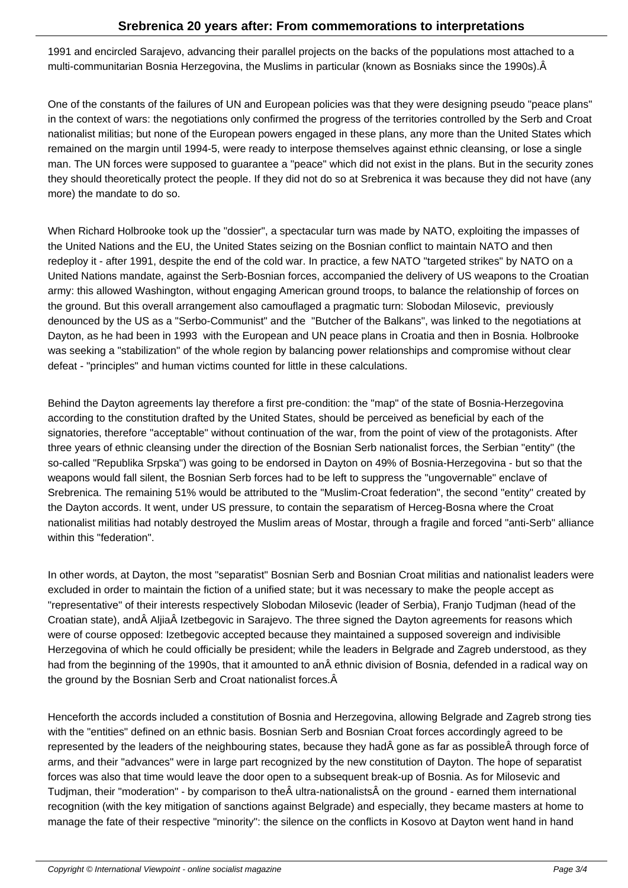1991 and encircled Sarajevo, advancing their parallel projects on the backs of the populations most attached to a multi-communitarian Bosnia Herzegovina, the Muslims in particular (known as Bosniaks since the 1990s).Â

One of the constants of the failures of UN and European policies was that they were designing pseudo "peace plans" in the context of wars: the negotiations only confirmed the progress of the territories controlled by the Serb and Croat nationalist militias; but none of the European powers engaged in these plans, any more than the United States which remained on the margin until 1994-5, were ready to interpose themselves against ethnic cleansing, or lose a single man. The UN forces were supposed to guarantee a "peace" which did not exist in the plans. But in the security zones they should theoretically protect the people. If they did not do so at Srebrenica it was because they did not have (any more) the mandate to do so.

When Richard Holbrooke took up the "dossier", a spectacular turn was made by NATO, exploiting the impasses of the United Nations and the EU, the United States seizing on the Bosnian conflict to maintain NATO and then redeploy it - after 1991, despite the end of the cold war. In practice, a few NATO "targeted strikes" by NATO on a United Nations mandate, against the Serb-Bosnian forces, accompanied the delivery of US weapons to the Croatian army: this allowed Washington, without engaging American ground troops, to balance the relationship of forces on the ground. But this overall arrangement also camouflaged a pragmatic turn: Slobodan Milosevic, previously denounced by the US as a "Serbo-Communist" and the "Butcher of the Balkans", was linked to the negotiations at Dayton, as he had been in 1993 with the European and UN peace plans in Croatia and then in Bosnia. Holbrooke was seeking a "stabilization" of the whole region by balancing power relationships and compromise without clear defeat - "principles" and human victims counted for little in these calculations.

Behind the Dayton agreements lay therefore a first pre-condition: the "map" of the state of Bosnia-Herzegovina according to the constitution drafted by the United States, should be perceived as beneficial by each of the signatories, therefore "acceptable" without continuation of the war, from the point of view of the protagonists. After three years of ethnic cleansing under the direction of the Bosnian Serb nationalist forces, the Serbian "entity" (the so-called "Republika Srpska") was going to be endorsed in Dayton on 49% of Bosnia-Herzegovina - but so that the weapons would fall silent, the Bosnian Serb forces had to be left to suppress the "ungovernable" enclave of Srebrenica. The remaining 51% would be attributed to the "Muslim-Croat federation", the second "entity" created by the Dayton accords. It went, under US pressure, to contain the separatism of Herceg-Bosna where the Croat nationalist militias had notably destroyed the Muslim areas of Mostar, through a fragile and forced "anti-Serb" alliance within this "federation".

In other words, at Dayton, the most "separatist" Bosnian Serb and Bosnian Croat militias and nationalist leaders were excluded in order to maintain the fiction of a unified state; but it was necessary to make the people accept as "representative" of their interests respectively Slobodan Milosevic (leader of Serbia), Franjo Tudjman (head of the Croatian state), andÂ AljiaÂ Izetbegovic in Sarajevo. The three signed the Dayton agreements for reasons which were of course opposed: Izetbegovic accepted because they maintained a supposed sovereign and indivisible Herzegovina of which he could officially be president; while the leaders in Belgrade and Zagreb understood, as they had from the beginning of the 1990s, that it amounted to anÂ ethnic division of Bosnia, defended in a radical way on the ground by the Bosnian Serb and Croat nationalist forces.Â

Henceforth the accords included a constitution of Bosnia and Herzegovina, allowing Belgrade and Zagreb strong ties with the "entities" defined on an ethnic basis. Bosnian Serb and Bosnian Croat forces accordingly agreed to be represented by the leaders of the neighbouring states, because they hadÂ gone as far as possibleÂ through force of arms, and their "advances" were in large part recognized by the new constitution of Dayton. The hope of separatist forces was also that time would leave the door open to a subsequent break-up of Bosnia. As for Milosevic and Tudjman, their "moderation" - by comparison to theÂ ultra-nationalistsÂ on the ground - earned them international recognition (with the key mitigation of sanctions against Belgrade) and especially, they became masters at home to manage the fate of their respective "minority": the silence on the conflicts in Kosovo at Dayton went hand in hand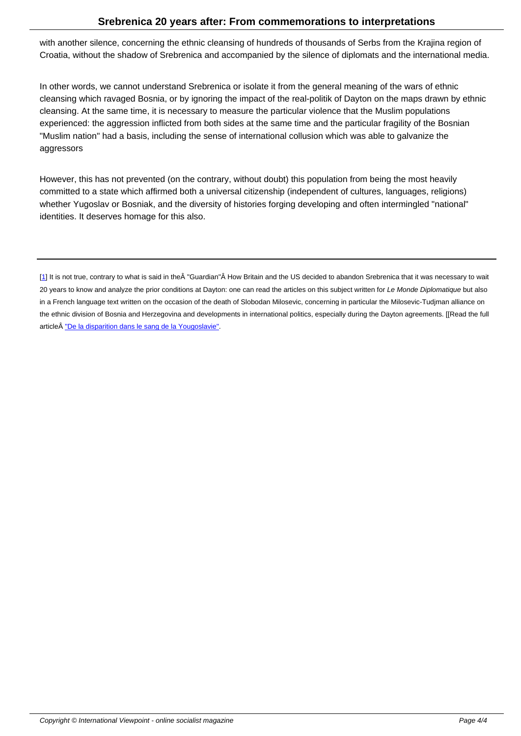with another silence, concerning the ethnic cleansing of hundreds of thousands of Serbs from the Krajina region of Croatia, without the shadow of Srebrenica and accompanied by the silence of diplomats and the international media.

In other words, we cannot understand Srebrenica or isolate it from the general meaning of the wars of ethnic cleansing which ravaged Bosnia, or by ignoring the impact of the real-politik of Dayton on the maps drawn by ethnic cleansing. At the same time, it is necessary to measure the particular violence that the Muslim populations experienced: the aggression inflicted from both sides at the same time and the particular fragility of the Bosnian "Muslim nation" had a basis, including the sense of international collusion which was able to galvanize the aggressors

However, this has not prevented (on the contrary, without doubt) this population from being the most heavily committed to a state which affirmed both a universal citizenship (independent of cultures, languages, religions) whether Yugoslav or Bosniak, and the diversity of histories forging developing and often intermingled "national" identities. It deserves homage for this also.

---

[1] It is not true, contrary to what is said in the "Guardian" How Britain and the US decided to abandon Srebrenica that it was necessary to wait 20 years to know and analyze the prior conditions at Dayton: one can read the articles on this subject written for *Le Monde Diplomatique* but also in a French language text written on the occasion of the death of Slobodan Milosevic, concerning in particular the Milosevic-Tudjman alliance on the ethnic division of Bosnia and Herzegovina and developments in international politics, especially during the Dayton agreements. [[Read the full article "De la disparition dans le sang de la Yougoslavie".